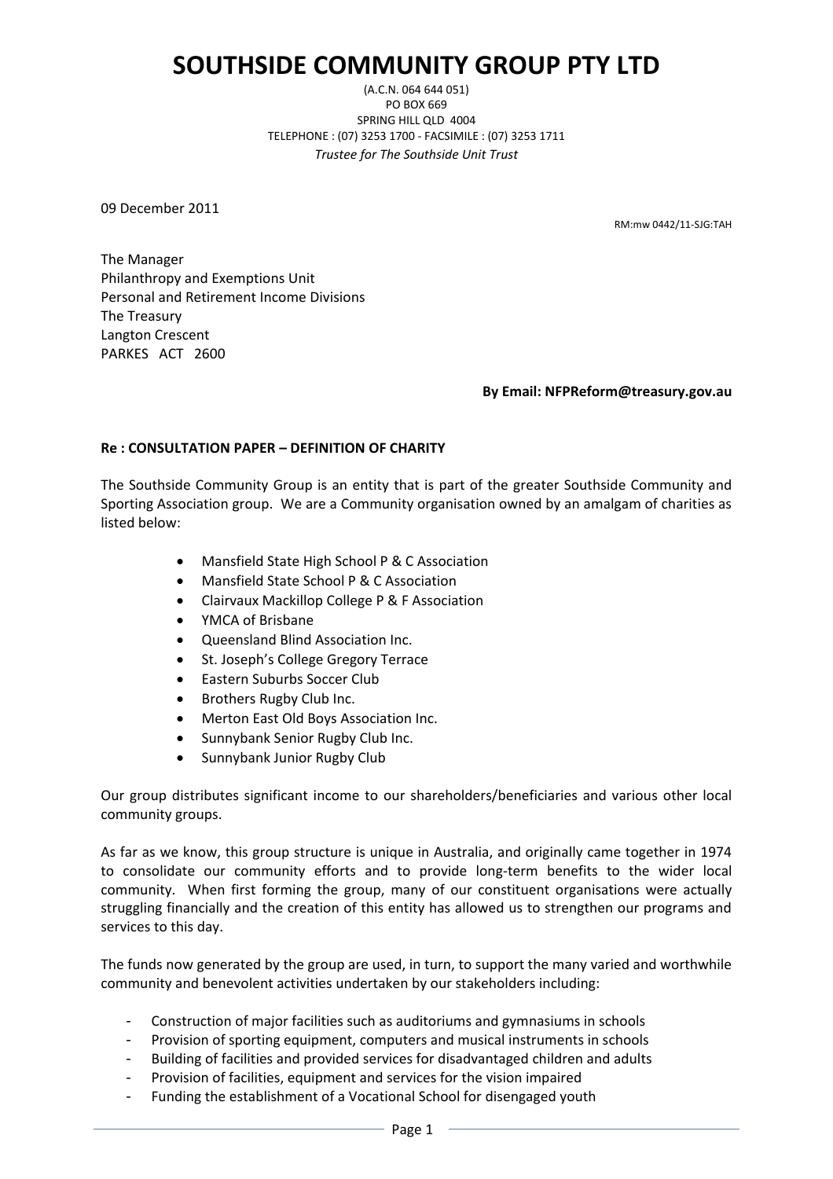# SOUTHSIDE COMMUNITY GROUP PTY LTD

(A.C.N. 064 644 051)
PO BOX 669
SPRING HILL QLD 4004
TELEPHONE : (07) 3253 1700 - FACSIMILE : (07) 3253 1711
*Trustee for The Southside Unit Trust*

09 December 2011

RM:mw 0442/11-SJG:TAH

The Manager
Philanthropy and Exemptions Unit
Personal and Retirement Income Divisions
The Treasury
Langton Crescent
PARKES ACT 2600

**By Email: NFPReform@treasury.gov.au**

**Re : CONSULTATION PAPER – DEFINITION OF CHARITY**

The Southside Community Group is an entity that is part of the greater Southside Community and Sporting Association group. We are a Community organisation owned by an amalgam of charities as listed below:

- Mansfield State High School P & C Association
- Mansfield State School P & C Association
- Clairvaux Mackillop College P & F Association
- YMCA of Brisbane
- Queensland Blind Association Inc.
- St. Joseph's College Gregory Terrace
- Eastern Suburbs Soccer Club
- Brothers Rugby Club Inc.
- Merton East Old Boys Association Inc.
- Sunnybank Senior Rugby Club Inc.
- Sunnybank Junior Rugby Club

Our group distributes significant income to our shareholders/beneficiaries and various other local community groups.

As far as we know, this group structure is unique in Australia, and originally came together in 1974 to consolidate our community efforts and to provide long-term benefits to the wider local community. When first forming the group, many of our constituent organisations were actually struggling financially and the creation of this entity has allowed us to strengthen our programs and services to this day.

The funds now generated by the group are used, in turn, to support the many varied and worthwhile community and benevolent activities undertaken by our stakeholders including:

- Construction of major facilities such as auditoriums and gymnasiums in schools
- Provision of sporting equipment, computers and musical instruments in schools
- Building of facilities and provided services for disadvantaged children and adults
- Provision of facilities, equipment and services for the vision impaired
- Funding the establishment of a Vocational School for disengaged youth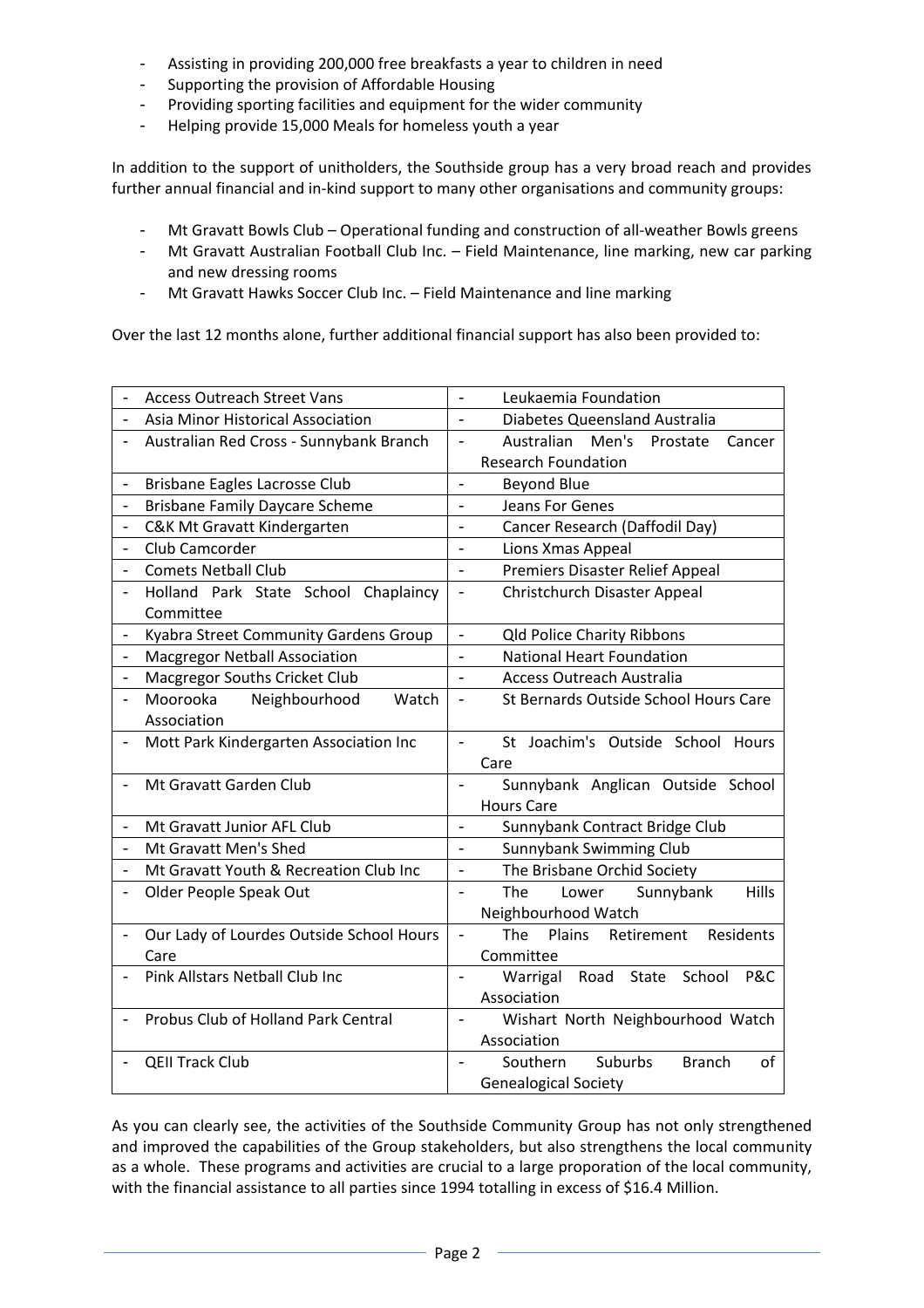- Assisting in providing 200,000 free breakfasts a year to children in need
- Supporting the provision of Affordable Housing
- Providing sporting facilities and equipment for the wider community
- Helping provide 15,000 Meals for homeless youth a year

In addition to the support of unitholders, the Southside group has a very broad reach and provides further annual financial and in-kind support to many other organisations and community groups:

- Mt Gravatt Bowls Club – Operational funding and construction of all-weather Bowls greens
- Mt Gravatt Australian Football Club Inc. – Field Maintenance, line marking, new car parking and new dressing rooms
- Mt Gravatt Hawks Soccer Club Inc. – Field Maintenance and line marking

Over the last 12 months alone, further additional financial support has also been provided to:

| | |
|---|---|
| - Access Outreach Street Vans | - Leukaemia Foundation |
| - Asia Minor Historical Association | - Diabetes Queensland Australia |
| - Australian Red Cross - Sunnybank Branch | - Australian Men's Prostate Cancer Research Foundation |
| - Brisbane Eagles Lacrosse Club | - Beyond Blue |
| - Brisbane Family Daycare Scheme | - Jeans For Genes |
| - C&K Mt Gravatt Kindergarten | - Cancer Research (Daffodil Day) |
| - Club Camcorder | - Lions Xmas Appeal |
| - Comets Netball Club | - Premiers Disaster Relief Appeal |
| - Holland Park State School Chaplaincy Committee | - Christchurch Disaster Appeal |
| - Kyabra Street Community Gardens Group | - Qld Police Charity Ribbons |
| - Macgregor Netball Association | - National Heart Foundation |
| - Macgregor Souths Cricket Club | - Access Outreach Australia |
| - Moorooka Neighbourhood Watch Association | - St Bernards Outside School Hours Care |
| - Mott Park Kindergarten Association Inc | - St Joachim's Outside School Hours Care |
| - Mt Gravatt Garden Club | - Sunnybank Anglican Outside School Hours Care |
| - Mt Gravatt Junior AFL Club | - Sunnybank Contract Bridge Club |
| - Mt Gravatt Men's Shed | - Sunnybank Swimming Club |
| - Mt Gravatt Youth & Recreation Club Inc | - The Brisbane Orchid Society |
| - Older People Speak Out | - The Lower Sunnybank Hills Neighbourhood Watch |
| - Our Lady of Lourdes Outside School Hours Care | - The Plains Retirement Residents Committee |
| - Pink Allstars Netball Club Inc | - Warrigal Road State School P&C Association |
| - Probus Club of Holland Park Central | - Wishart North Neighbourhood Watch Association |
| - QEII Track Club | - Southern Suburbs Branch of Genealogical Society |

As you can clearly see, the activities of the Southside Community Group has not only strengthened and improved the capabilities of the Group stakeholders, but also strengthens the local community as a whole. These programs and activities are crucial to a large proporation of the local community, with the financial assistance to all parties since 1994 totalling in excess of $16.4 Million.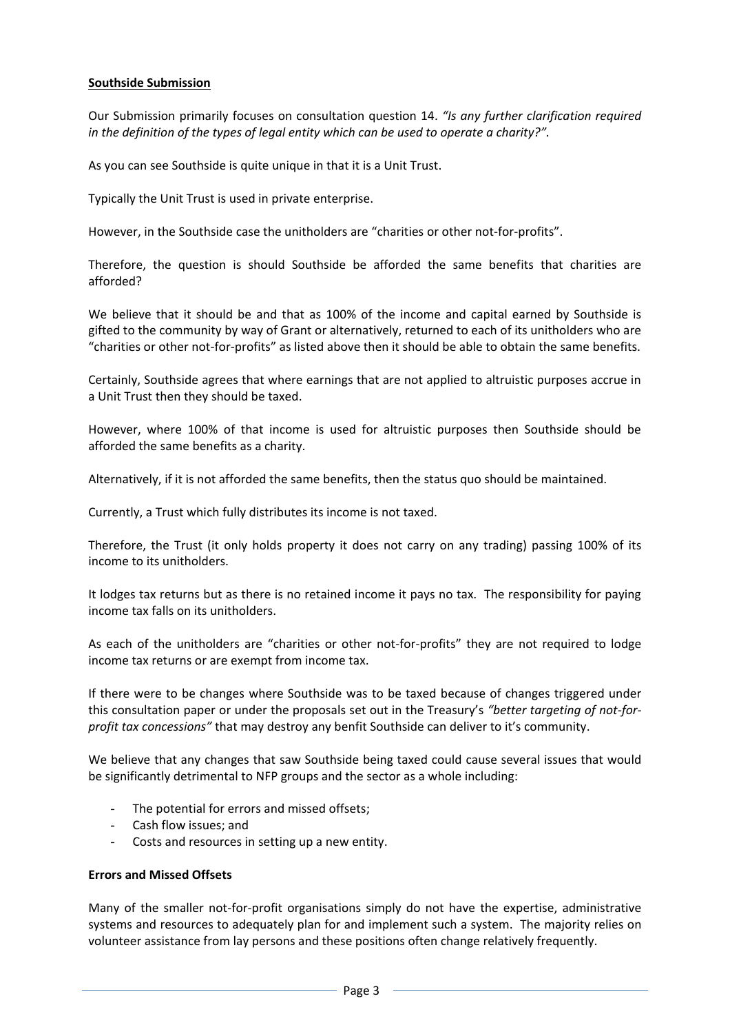**Southside Submission**

Our Submission primarily focuses on consultation question 14. *"Is any further clarification required in the definition of the types of legal entity which can be used to operate a charity?".*

As you can see Southside is quite unique in that it is a Unit Trust.

Typically the Unit Trust is used in private enterprise.

However, in the Southside case the unitholders are "charities or other not-for-profits".

Therefore, the question is should Southside be afforded the same benefits that charities are afforded?

We believe that it should be and that as 100% of the income and capital earned by Southside is gifted to the community by way of Grant or alternatively, returned to each of its unitholders who are "charities or other not-for-profits" as listed above then it should be able to obtain the same benefits.

Certainly, Southside agrees that where earnings that are not applied to altruistic purposes accrue in a Unit Trust then they should be taxed.

However, where 100% of that income is used for altruistic purposes then Southside should be afforded the same benefits as a charity.

Alternatively, if it is not afforded the same benefits, then the status quo should be maintained.

Currently, a Trust which fully distributes its income is not taxed.

Therefore, the Trust (it only holds property it does not carry on any trading) passing 100% of its income to its unitholders.

It lodges tax returns but as there is no retained income it pays no tax. The responsibility for paying income tax falls on its unitholders.

As each of the unitholders are "charities or other not-for-profits" they are not required to lodge income tax returns or are exempt from income tax.

If there were to be changes where Southside was to be taxed because of changes triggered under this consultation paper or under the proposals set out in the Treasury's *"better targeting of not-for-profit tax concessions"* that may destroy any benfit Southside can deliver to it's community.

We believe that any changes that saw Southside being taxed could cause several issues that would be significantly detrimental to NFP groups and the sector as a whole including:

- The potential for errors and missed offsets;
- Cash flow issues; and
- Costs and resources in setting up a new entity.

**Errors and Missed Offsets**

Many of the smaller not-for-profit organisations simply do not have the expertise, administrative systems and resources to adequately plan for and implement such a system. The majority relies on volunteer assistance from lay persons and these positions often change relatively frequently.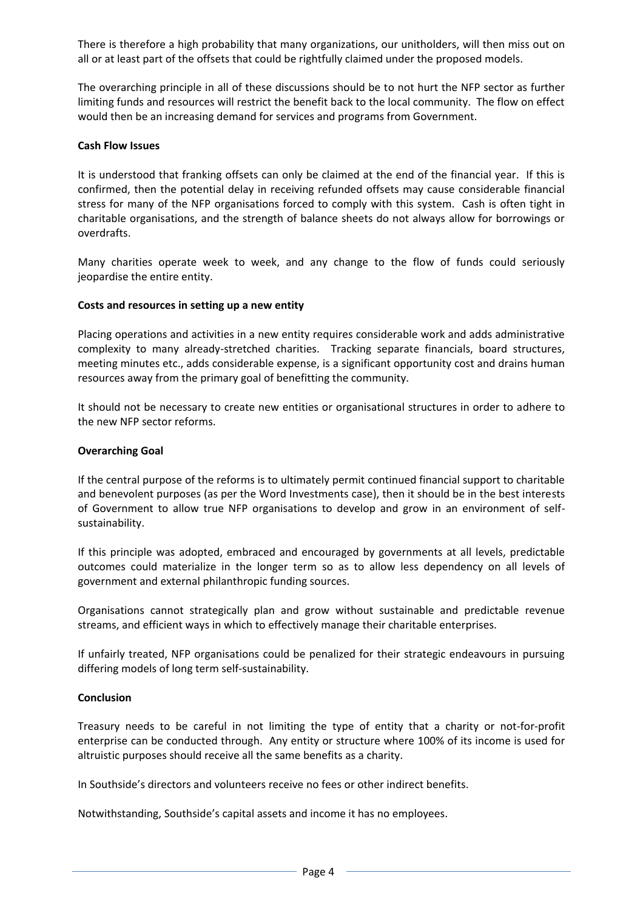There is therefore a high probability that many organizations, our unitholders, will then miss out on all or at least part of the offsets that could be rightfully claimed under the proposed models.

The overarching principle in all of these discussions should be to not hurt the NFP sector as further limiting funds and resources will restrict the benefit back to the local community. The flow on effect would then be an increasing demand for services and programs from Government.

**Cash Flow Issues**

It is understood that franking offsets can only be claimed at the end of the financial year. If this is confirmed, then the potential delay in receiving refunded offsets may cause considerable financial stress for many of the NFP organisations forced to comply with this system. Cash is often tight in charitable organisations, and the strength of balance sheets do not always allow for borrowings or overdrafts.

Many charities operate week to week, and any change to the flow of funds could seriously jeopardise the entire entity.

**Costs and resources in setting up a new entity**

Placing operations and activities in a new entity requires considerable work and adds administrative complexity to many already-stretched charities. Tracking separate financials, board structures, meeting minutes etc., adds considerable expense, is a significant opportunity cost and drains human resources away from the primary goal of benefitting the community.

It should not be necessary to create new entities or organisational structures in order to adhere to the new NFP sector reforms.

**Overarching Goal**

If the central purpose of the reforms is to ultimately permit continued financial support to charitable and benevolent purposes (as per the Word Investments case), then it should be in the best interests of Government to allow true NFP organisations to develop and grow in an environment of self-sustainability.

If this principle was adopted, embraced and encouraged by governments at all levels, predictable outcomes could materialize in the longer term so as to allow less dependency on all levels of government and external philanthropic funding sources.

Organisations cannot strategically plan and grow without sustainable and predictable revenue streams, and efficient ways in which to effectively manage their charitable enterprises.

If unfairly treated, NFP organisations could be penalized for their strategic endeavours in pursuing differing models of long term self-sustainability.

**Conclusion**

Treasury needs to be careful in not limiting the type of entity that a charity or not-for-profit enterprise can be conducted through. Any entity or structure where 100% of its income is used for altruistic purposes should receive all the same benefits as a charity.

In Southside's directors and volunteers receive no fees or other indirect benefits.

Notwithstanding, Southside's capital assets and income it has no employees.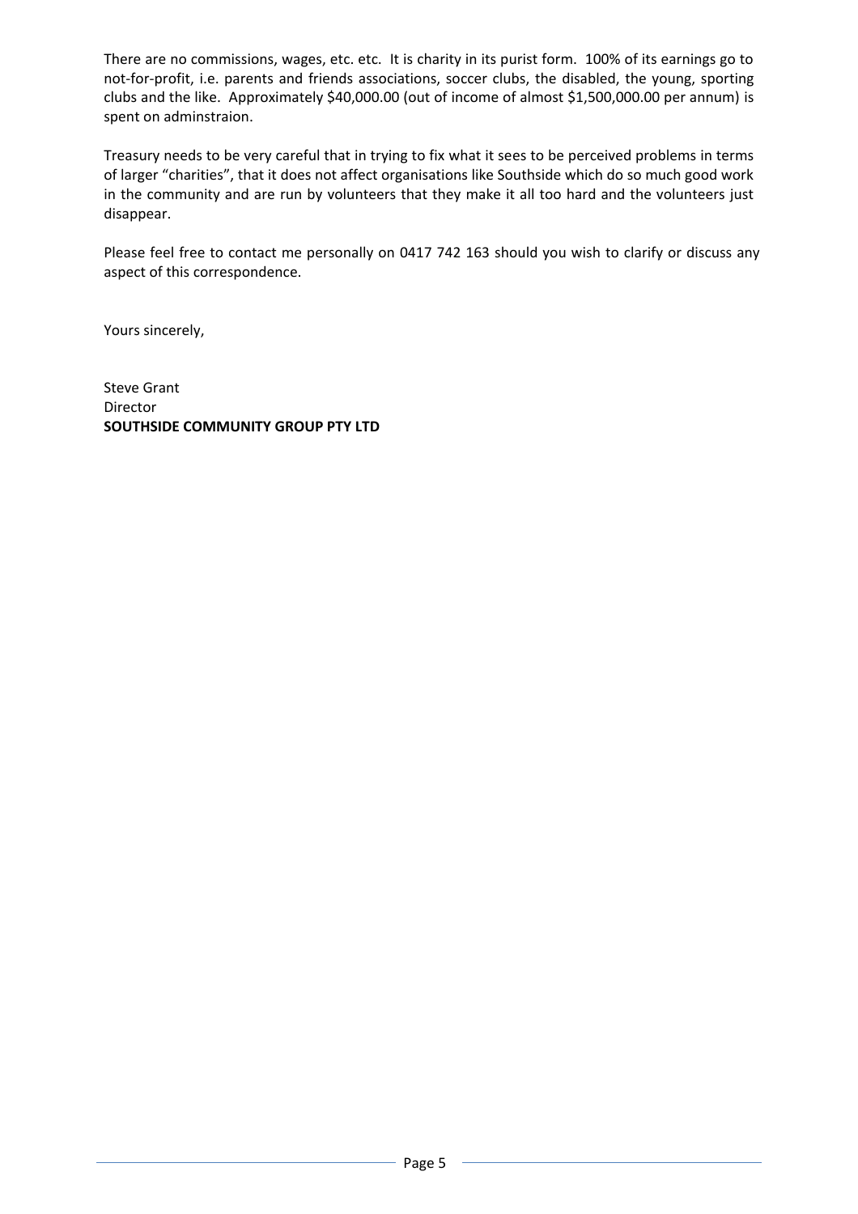There are no commissions, wages, etc. etc. It is charity in its purist form. 100% of its earnings go to not-for-profit, i.e. parents and friends associations, soccer clubs, the disabled, the young, sporting clubs and the like. Approximately $40,000.00 (out of income of almost $1,500,000.00 per annum) is spent on adminstraion.

Treasury needs to be very careful that in trying to fix what it sees to be perceived problems in terms of larger "charities", that it does not affect organisations like Southside which do so much good work in the community and are run by volunteers that they make it all too hard and the volunteers just disappear.

Please feel free to contact me personally on 0417 742 163 should you wish to clarify or discuss any aspect of this correspondence.

Yours sincerely,

Steve Grant
Director
**SOUTHSIDE COMMUNITY GROUP PTY LTD**